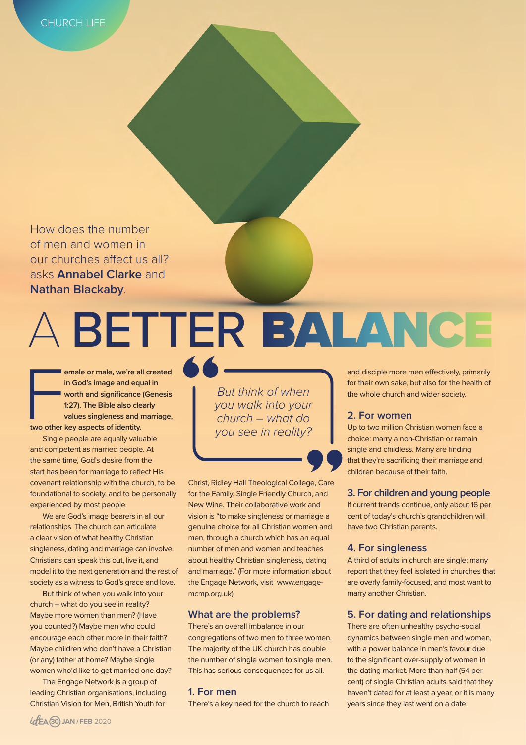CHURCH LIFE

How does the number of men and women in our churches affect us all? asks **Annabel Clarke** and **Nathan Blackaby**.

# A BETTER BALANCE

**Female or male, we're all created in God's image and equal in worth and significance (Genesis 1:27). The Bible also clearly values singleness and marriage, two other key aspects of identity.**

Single people are equally valuable and competent as married people. At the same time, God's desire from the start has been for marriage to reflect His covenant relationship with the church, to be foundational to society, and to be personally experienced by most people.

We are God's image bearers in all our relationships. The church can articulate a clear vision of what healthy Christian singleness, dating and marriage can involve. Christians can speak this out, live it, and model it to the next generation and the rest of society as a witness to God's grace and love.

But think of when you walk into your church – what do you see in reality? Maybe more women than men? (Have you counted?) Maybe men who could encourage each other more in their faith? Maybe children who don't have a Christian (or any) father at home? Maybe single women who'd like to get married one day?

The Engage Network is a group of leading Christian organisations, including Christian Vision for Men, British Youth for Christ, Ridley Hall Theological College, Care for the Family, Single Friendly Church, and New Wine. Their collaborative work and vision is "to make singleness or marriage a genuine choice for all Christian women and men, through a church which has an equal number of men and women and teaches about healthy Christian singleness, dating and marriage." (For more information about the Engage Network, visit www.engage-mcmp.org.uk)

> *But think of when you walk into your church – what do you see in reality?*

## What are the problems?

There's an overall imbalance in our congregations of two men to three women. The majority of the UK church has double the number of single women to single men. This has serious consequences for us all.

### 1. For men

There's a key need for the church to reach and disciple more men effectively, primarily for their own sake, but also for the health of the whole church and wider society.

### 2. For women

Up to two million Christian women face a choice: marry a non-Christian or remain single and childless. Many are finding that they're sacrificing their marriage and children because of their faith.

### 3. For children and young people

If current trends continue, only about 16 per cent of today's church's grandchildren will have two Christian parents.

### 4. For singleness

A third of adults in church are single; many report that they feel isolated in churches that are overly family-focused, and most want to marry another Christian.

### 5. For dating and relationships

There are often unhealthy psycho-social dynamics between single men and women, with a power balance in men's favour due to the significant over-supply of women in the dating market. More than half (54 per cent) of single Christian adults said that they haven't dated for at least a year, or it is many years since they last went on a date.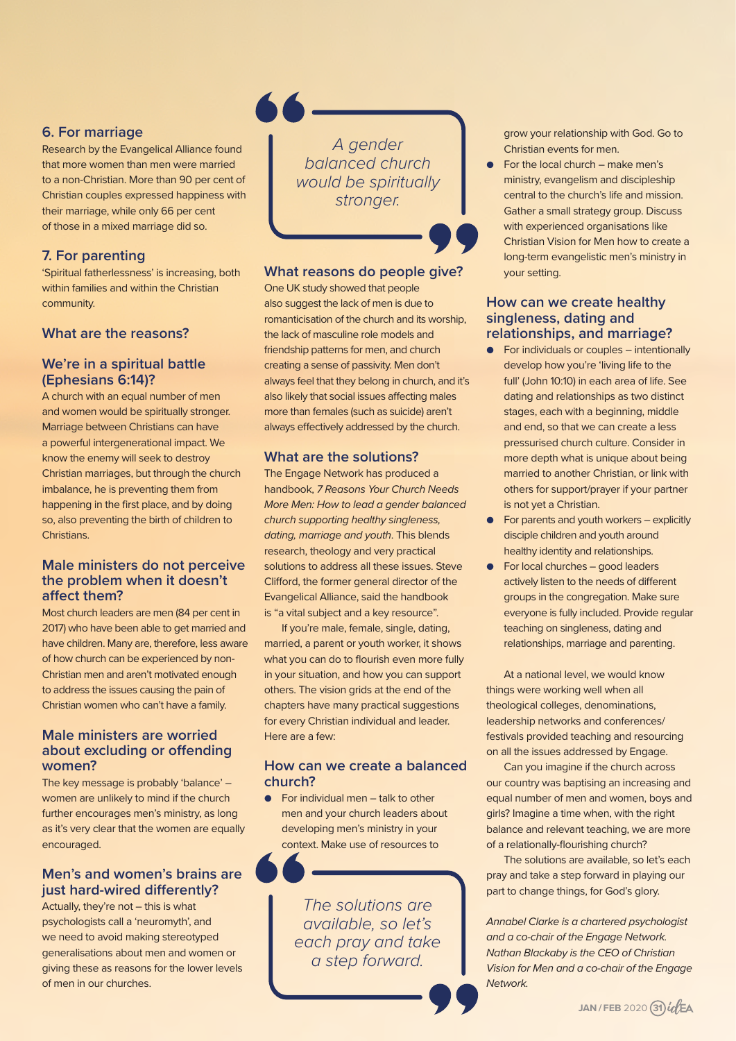### 6. For marriage

Research by the Evangelical Alliance found that more women than men were married to a non-Christian. More than 90 per cent of Christian couples expressed happiness with their marriage, while only 66 per cent of those in a mixed marriage did so.

### 7. For parenting

'Spiritual fatherlessness' is increasing, both within families and within the Christian community.

## What are the reasons?

### We're in a spiritual battle (Ephesians 6:14)?

A church with an equal number of men and women would be spiritually stronger. Marriage between Christians can have a powerful intergenerational impact. We know the enemy will seek to destroy Christian marriages, but through the church imbalance, he is preventing them from happening in the first place, and by doing so, also preventing the birth of children to Christians.

### Male ministers do not perceive the problem when it doesn't affect them?

Most church leaders are men (84 per cent in 2017) who have been able to get married and have children. Many are, therefore, less aware of how church can be experienced by non-Christian men and aren't motivated enough to address the issues causing the pain of Christian women who can't have a family.

### Male ministers are worried about excluding or offending women?

The key message is probably 'balance' – women are unlikely to mind if the church further encourages men's ministry, as long as it's very clear that the women are equally encouraged.

### Men's and women's brains are just hard-wired differently?

Actually, they're not – this is what psychologists call a 'neuromyth', and we need to avoid making stereotyped generalisations about men and women or giving these as reasons for the lower levels of men in our churches.

> *A gender balanced church would be spiritually stronger.*

## What reasons do people give?

One UK study showed that people also suggest the lack of men is due to romanticisation of the church and its worship, the lack of masculine role models and friendship patterns for men, and church creating a sense of passivity. Men don't always feel that they belong in church, and it's also likely that social issues affecting males more than females (such as suicide) aren't always effectively addressed by the church.

## What are the solutions?

The Engage Network has produced a handbook, *7 Reasons Your Church Needs More Men: How to lead a gender balanced church supporting healthy singleness, dating, marriage and youth*. This blends research, theology and very practical solutions to address all these issues. Steve Clifford, the former general director of the Evangelical Alliance, said the handbook is "a vital subject and a key resource".

If you're male, female, single, dating, married, a parent or youth worker, it shows what you can do to flourish even more fully in your situation, and how you can support others. The vision grids at the end of the chapters have many practical suggestions for every Christian individual and leader. Here are a few:

## How can we create a balanced church?

- For individual men – talk to other men and your church leaders about developing men's ministry in your context. Make use of resources to grow your relationship with God. Go to Christian events for men.
- For the local church – make men's ministry, evangelism and discipleship central to the church's life and mission. Gather a small strategy group. Discuss with experienced organisations like Christian Vision for Men how to create a long-term evangelistic men's ministry in your setting.

> *The solutions are available, so let's each pray and take a step forward.*

## How can we create healthy singleness, dating and relationships, and marriage?

- For individuals or couples – intentionally develop how you're 'living life to the full' (John 10:10) in each area of life. See dating and relationships as two distinct stages, each with a beginning, middle and end, so that we can create a less pressurised church culture. Consider in more depth what is unique about being married to another Christian, or link with others for support/prayer if your partner is not yet a Christian.
- For parents and youth workers – explicitly disciple children and youth around healthy identity and relationships.
- For local churches – good leaders actively listen to the needs of different groups in the congregation. Make sure everyone is fully included. Provide regular teaching on singleness, dating and relationships, marriage and parenting.

At a national level, we would know things were working well when all theological colleges, denominations, leadership networks and conferences/festivals provided teaching and resourcing on all the issues addressed by Engage.

Can you imagine if the church across our country was baptising an increasing and equal number of men and women, boys and girls? Imagine a time when, with the right balance and relevant teaching, we are more of a relationally-flourishing church?

The solutions are available, so let's each pray and take a step forward in playing our part to change things, for God's glory.

*Annabel Clarke is a chartered psychologist and a co-chair of the Engage Network. Nathan Blackaby is the CEO of Christian Vision for Men and a co-chair of the Engage Network.*